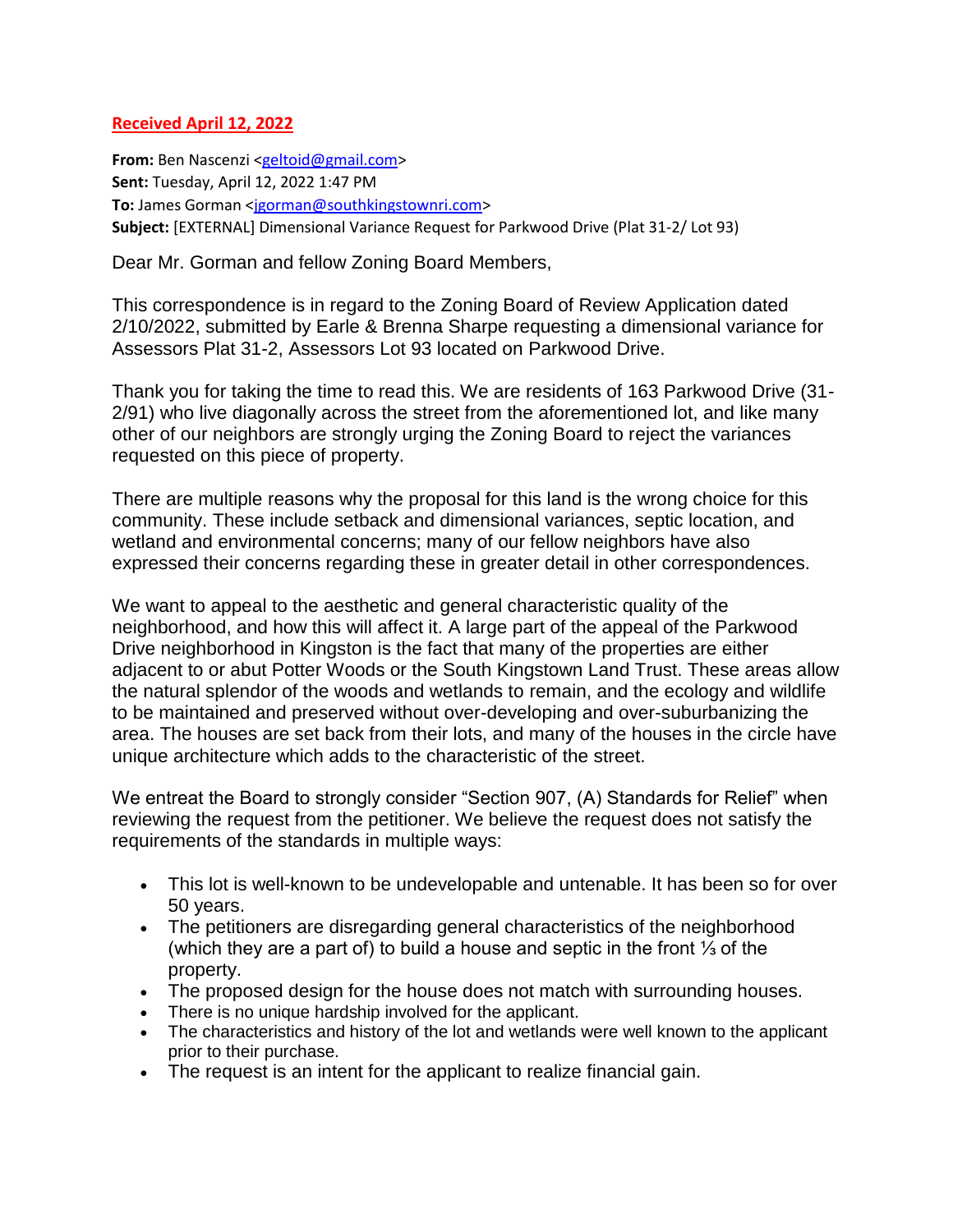**Received April 12, 2022**

**From:** Ben Nascenzi <geltoid@gmail.com>
**Sent:** Tuesday, April 12, 2022 1:47 PM
**To:** James Gorman <jgorman@southkingstownri.com>
**Subject:** [EXTERNAL] Dimensional Variance Request for Parkwood Drive (Plat 31-2/ Lot 93)

Dear Mr. Gorman and fellow Zoning Board Members,

This correspondence is in regard to the Zoning Board of Review Application dated 2/10/2022, submitted by Earle & Brenna Sharpe requesting a dimensional variance for Assessors Plat 31-2, Assessors Lot 93 located on Parkwood Drive.

Thank you for taking the time to read this. We are residents of 163 Parkwood Drive (31-2/91) who live diagonally across the street from the aforementioned lot, and like many other of our neighbors are strongly urging the Zoning Board to reject the variances requested on this piece of property.

There are multiple reasons why the proposal for this land is the wrong choice for this community. These include setback and dimensional variances, septic location, and wetland and environmental concerns; many of our fellow neighbors have also expressed their concerns regarding these in greater detail in other correspondences.

We want to appeal to the aesthetic and general characteristic quality of the neighborhood, and how this will affect it. A large part of the appeal of the Parkwood Drive neighborhood in Kingston is the fact that many of the properties are either adjacent to or abut Potter Woods or the South Kingstown Land Trust. These areas allow the natural splendor of the woods and wetlands to remain, and the ecology and wildlife to be maintained and preserved without over-developing and over-suburbanizing the area. The houses are set back from their lots, and many of the houses in the circle have unique architecture which adds to the characteristic of the street.

We entreat the Board to strongly consider "Section 907, (A) Standards for Relief" when reviewing the request from the petitioner. We believe the request does not satisfy the requirements of the standards in multiple ways:

- This lot is well-known to be undevelopable and untenable. It has been so for over 50 years.
- The petitioners are disregarding general characteristics of the neighborhood (which they are a part of) to build a house and septic in the front ⅓ of the property.
- The proposed design for the house does not match with surrounding houses.
- There is no unique hardship involved for the applicant.
- The characteristics and history of the lot and wetlands were well known to the applicant prior to their purchase.
- The request is an intent for the applicant to realize financial gain.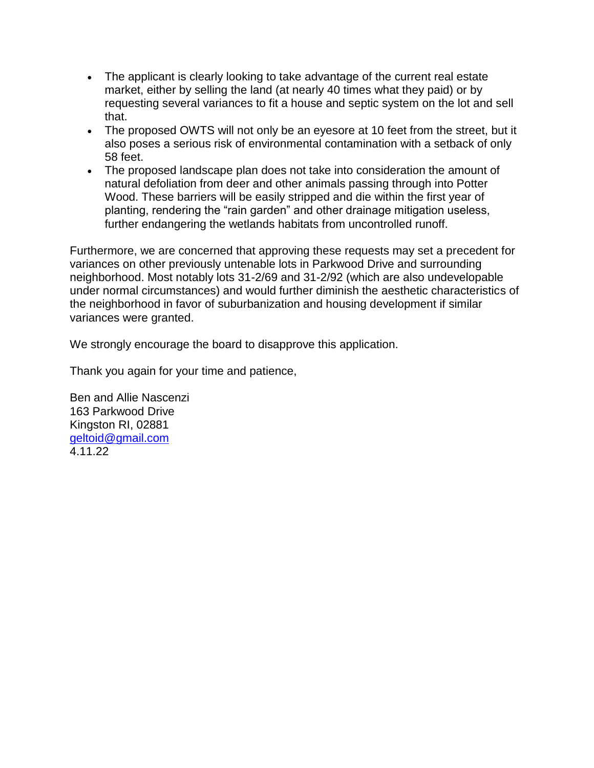- The applicant is clearly looking to take advantage of the current real estate market, either by selling the land (at nearly 40 times what they paid) or by requesting several variances to fit a house and septic system on the lot and sell that.
- The proposed OWTS will not only be an eyesore at 10 feet from the street, but it also poses a serious risk of environmental contamination with a setback of only 58 feet.
- The proposed landscape plan does not take into consideration the amount of natural defoliation from deer and other animals passing through into Potter Wood. These barriers will be easily stripped and die within the first year of planting, rendering the "rain garden" and other drainage mitigation useless, further endangering the wetlands habitats from uncontrolled runoff.

Furthermore, we are concerned that approving these requests may set a precedent for variances on other previously untenable lots in Parkwood Drive and surrounding neighborhood. Most notably lots 31-2/69 and 31-2/92 (which are also undevelopable under normal circumstances) and would further diminish the aesthetic characteristics of the neighborhood in favor of suburbanization and housing development if similar variances were granted.

We strongly encourage the board to disapprove this application.

Thank you again for your time and patience,

Ben and Allie Nascenzi
163 Parkwood Drive
Kingston RI, 02881
geltoid@gmail.com
4.11.22